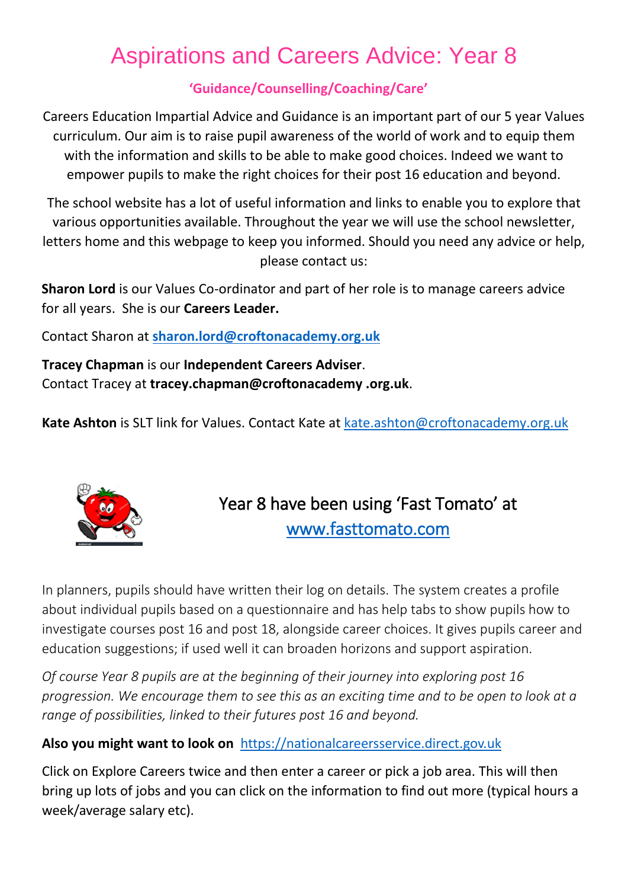# Aspirations and Careers Advice: Year 8

**'Guidance/Counselling/Coaching/Care'**

Careers Education Impartial Advice and Guidance is an important part of our 5 year Values curriculum. Our aim is to raise pupil awareness of the world of work and to equip them with the information and skills to be able to make good choices. Indeed we want to empower pupils to make the right choices for their post 16 education and beyond.

The school website has a lot of useful information and links to enable you to explore that various opportunities available. Throughout the year we will use the school newsletter, letters home and this webpage to keep you informed. Should you need any advice or help, please contact us:

**Sharon Lord** is our Values Co-ordinator and part of her role is to manage careers advice for all years. She is our **Careers Leader.**

Contact Sharon at **sharon.lord@croftonacademy.org.uk**

**Tracey Chapman** is our **Independent Careers Adviser**.
Contact Tracey at **tracey.chapman@croftonacademy .org.uk**.

**Kate Ashton** is SLT link for Values. Contact Kate at kate.ashton@croftonacademy.org.uk

## Year 8 have been using 'Fast Tomato' at www.fasttomato.com

In planners, pupils should have written their log on details. The system creates a profile about individual pupils based on a questionnaire and has help tabs to show pupils how to investigate courses post 16 and post 18, alongside career choices. It gives pupils career and education suggestions; if used well it can broaden horizons and support aspiration.

*Of course Year 8 pupils are at the beginning of their journey into exploring post 16 progression. We encourage them to see this as an exciting time and to be open to look at a range of possibilities, linked to their futures post 16 and beyond.*

**Also you might want to look on** https://nationalcareersservice.direct.gov.uk

Click on Explore Careers twice and then enter a career or pick a job area. This will then bring up lots of jobs and you can click on the information to find out more (typical hours a week/average salary etc).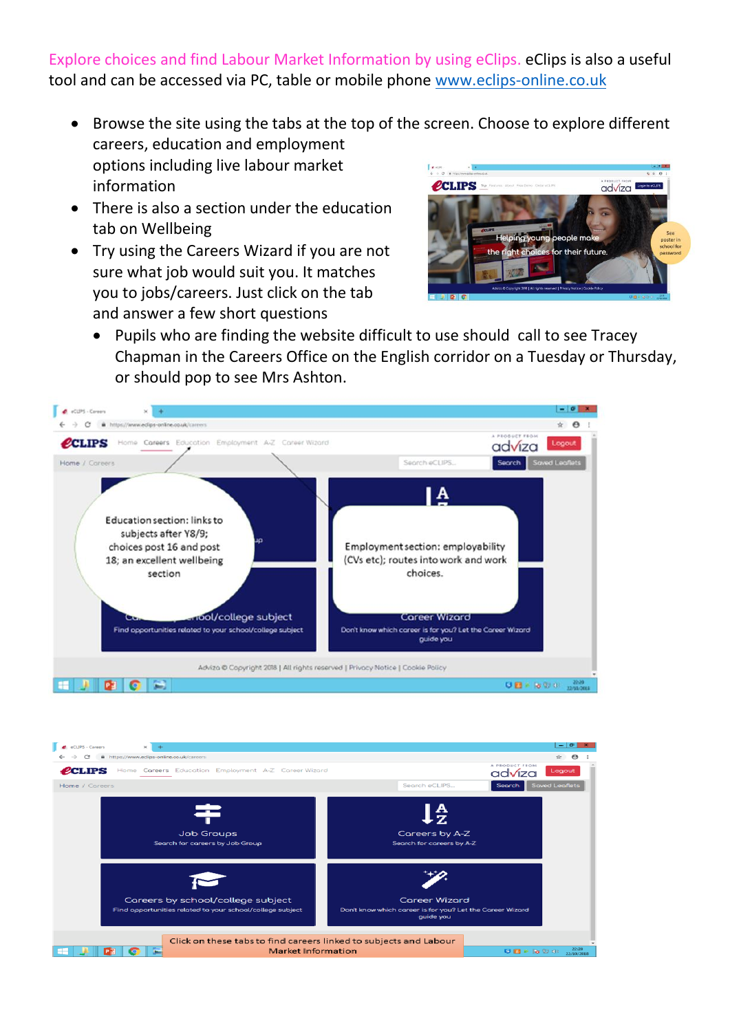Explore choices and find Labour Market Information by using eClips. eClips is also a useful tool and can be accessed via PC, table or mobile phone [www.eclips-online.co.uk](http://www.eclips-online.co.uk)

- Browse the site using the tabs at the top of the screen. Choose to explore different careers, education and employment options including live labour market information
- There is also a section under the education tab on Wellbeing
- Try using the Careers Wizard if you are not sure what job would suit you. It matches you to jobs/careers. Just click on the tab and answer a few short questions
- Pupils who are finding the website difficult to use should call to see Tracey Chapman in the Careers Office on the English corridor on a Tuesday or Thursday, or should pop to see Mrs Ashton.

Education section: links to subjects after Y8/9; choices post 16 and post 18; an excellent wellbeing section

Employment section: employability (CVs etc); routes into work and work choices.

Click on these tabs to find careers linked to subjects and Labour Market Information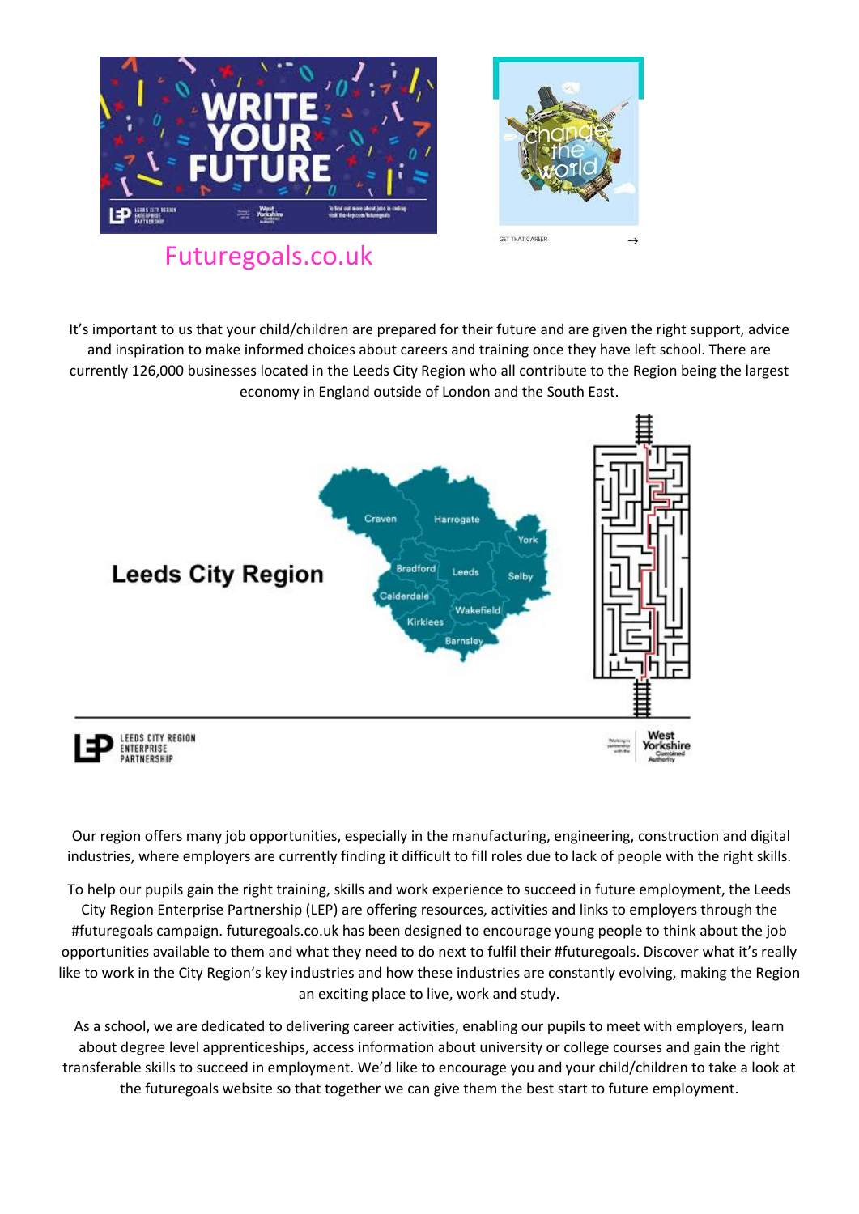Futuregoals.co.uk

It's important to us that your child/children are prepared for their future and are given the right support, advice and inspiration to make informed choices about careers and training once they have left school. There are currently 126,000 businesses located in the Leeds City Region who all contribute to the Region being the largest economy in England outside of London and the South East.

Our region offers many job opportunities, especially in the manufacturing, engineering, construction and digital industries, where employers are currently finding it difficult to fill roles due to lack of people with the right skills.

To help our pupils gain the right training, skills and work experience to succeed in future employment, the Leeds City Region Enterprise Partnership (LEP) are offering resources, activities and links to employers through the #futuregoals campaign. futuregoals.co.uk has been designed to encourage young people to think about the job opportunities available to them and what they need to do next to fulfil their #futuregoals. Discover what it's really like to work in the City Region's key industries and how these industries are constantly evolving, making the Region an exciting place to live, work and study.

As a school, we are dedicated to delivering career activities, enabling our pupils to meet with employers, learn about degree level apprenticeships, access information about university or college courses and gain the right transferable skills to succeed in employment. We'd like to encourage you and your child/children to take a look at the futuregoals website so that together we can give them the best start to future employment.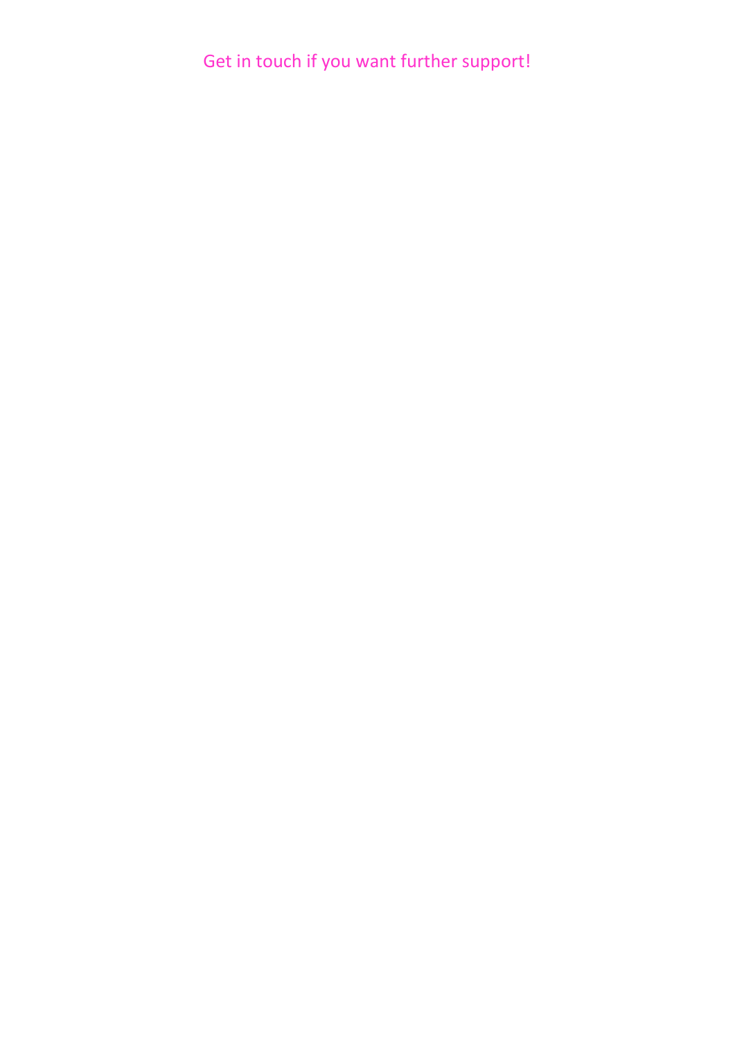Get in touch if you want further support!